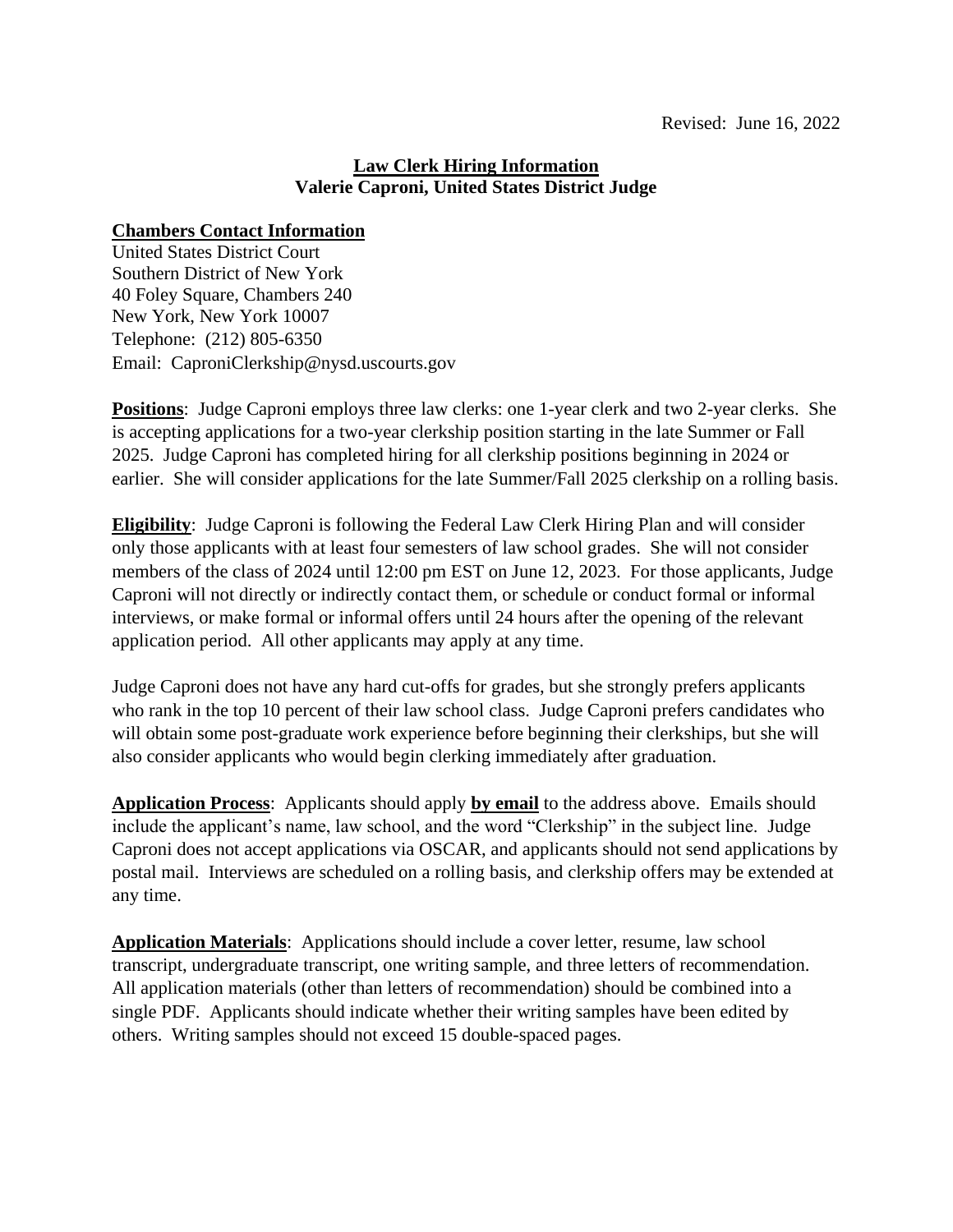Revised: June 16, 2022

# Law Clerk Hiring Information
## Valerie Caproni, United States District Judge

**Chambers Contact Information**
United States District Court
Southern District of New York
40 Foley Square, Chambers 240
New York, New York 10007
Telephone: (212) 805-6350
Email: CaproniClerkship@nysd.uscourts.gov

**Positions**: Judge Caproni employs three law clerks: one 1-year clerk and two 2-year clerks. She is accepting applications for a two-year clerkship position starting in the late Summer or Fall 2025. Judge Caproni has completed hiring for all clerkship positions beginning in 2024 or earlier. She will consider applications for the late Summer/Fall 2025 clerkship on a rolling basis.

**Eligibility**: Judge Caproni is following the Federal Law Clerk Hiring Plan and will consider only those applicants with at least four semesters of law school grades. She will not consider members of the class of 2024 until 12:00 pm EST on June 12, 2023. For those applicants, Judge Caproni will not directly or indirectly contact them, or schedule or conduct formal or informal interviews, or make formal or informal offers until 24 hours after the opening of the relevant application period. All other applicants may apply at any time.

Judge Caproni does not have any hard cut-offs for grades, but she strongly prefers applicants who rank in the top 10 percent of their law school class. Judge Caproni prefers candidates who will obtain some post-graduate work experience before beginning their clerkships, but she will also consider applicants who would begin clerking immediately after graduation.

**Application Process**: Applicants should apply **by email** to the address above. Emails should include the applicant's name, law school, and the word "Clerkship" in the subject line. Judge Caproni does not accept applications via OSCAR, and applicants should not send applications by postal mail. Interviews are scheduled on a rolling basis, and clerkship offers may be extended at any time.

**Application Materials**: Applications should include a cover letter, resume, law school transcript, undergraduate transcript, one writing sample, and three letters of recommendation. All application materials (other than letters of recommendation) should be combined into a single PDF. Applicants should indicate whether their writing samples have been edited by others. Writing samples should not exceed 15 double-spaced pages.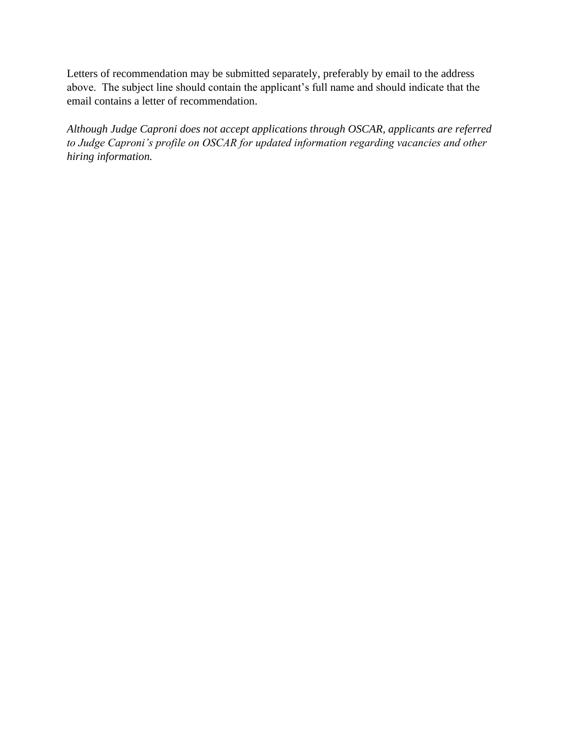Letters of recommendation may be submitted separately, preferably by email to the address above. The subject line should contain the applicant's full name and should indicate that the email contains a letter of recommendation.

*Although Judge Caproni does not accept applications through OSCAR, applicants are referred to Judge Caproni's profile on OSCAR for updated information regarding vacancies and other hiring information.*